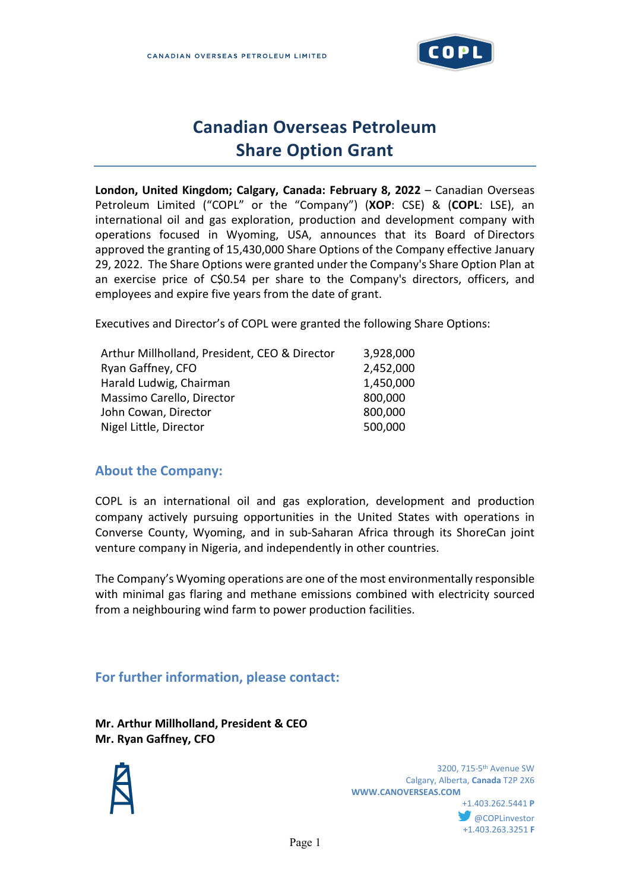# Canadian Overseas Petroleum
## Share Option Grant

**London, United Kingdom; Calgary, Canada: February 8, 2022** – Canadian Overseas Petroleum Limited ("COPL" or the "Company") (**XOP**: CSE) & (**COPL**: LSE), an international oil and gas exploration, production and development company with operations focused in Wyoming, USA, announces that its Board of Directors approved the granting of 15,430,000 Share Options of the Company effective January 29, 2022. The Share Options were granted under the Company's Share Option Plan at an exercise price of C$0.54 per share to the Company's directors, officers, and employees and expire five years from the date of grant.

Executives and Director's of COPL were granted the following Share Options:

| | |
|---|---|
| Arthur Millholland, President, CEO & Director | 3,928,000 |
| Ryan Gaffney, CFO | 2,452,000 |
| Harald Ludwig, Chairman | 1,450,000 |
| Massimo Carello, Director | 800,000 |
| John Cowan, Director | 800,000 |
| Nigel Little, Director | 500,000 |

### About the Company:

COPL is an international oil and gas exploration, development and production company actively pursuing opportunities in the United States with operations in Converse County, Wyoming, and in sub-Saharan Africa through its ShoreCan joint venture company in Nigeria, and independently in other countries.

The Company's Wyoming operations are one of the most environmentally responsible with minimal gas flaring and methane emissions combined with electricity sourced from a neighbouring wind farm to power production facilities.

### For further information, please contact:

**Mr. Arthur Millholland, President & CEO**
**Mr. Ryan Gaffney, CFO**

3200, 715-5th Avenue SW
Calgary, Alberta, **Canada** T2P 2X6
**WWW.CANOVERSEAS.COM**
+1.403.262.5441 **P**
@COPLinvestor
+1.403.263.3251 **F**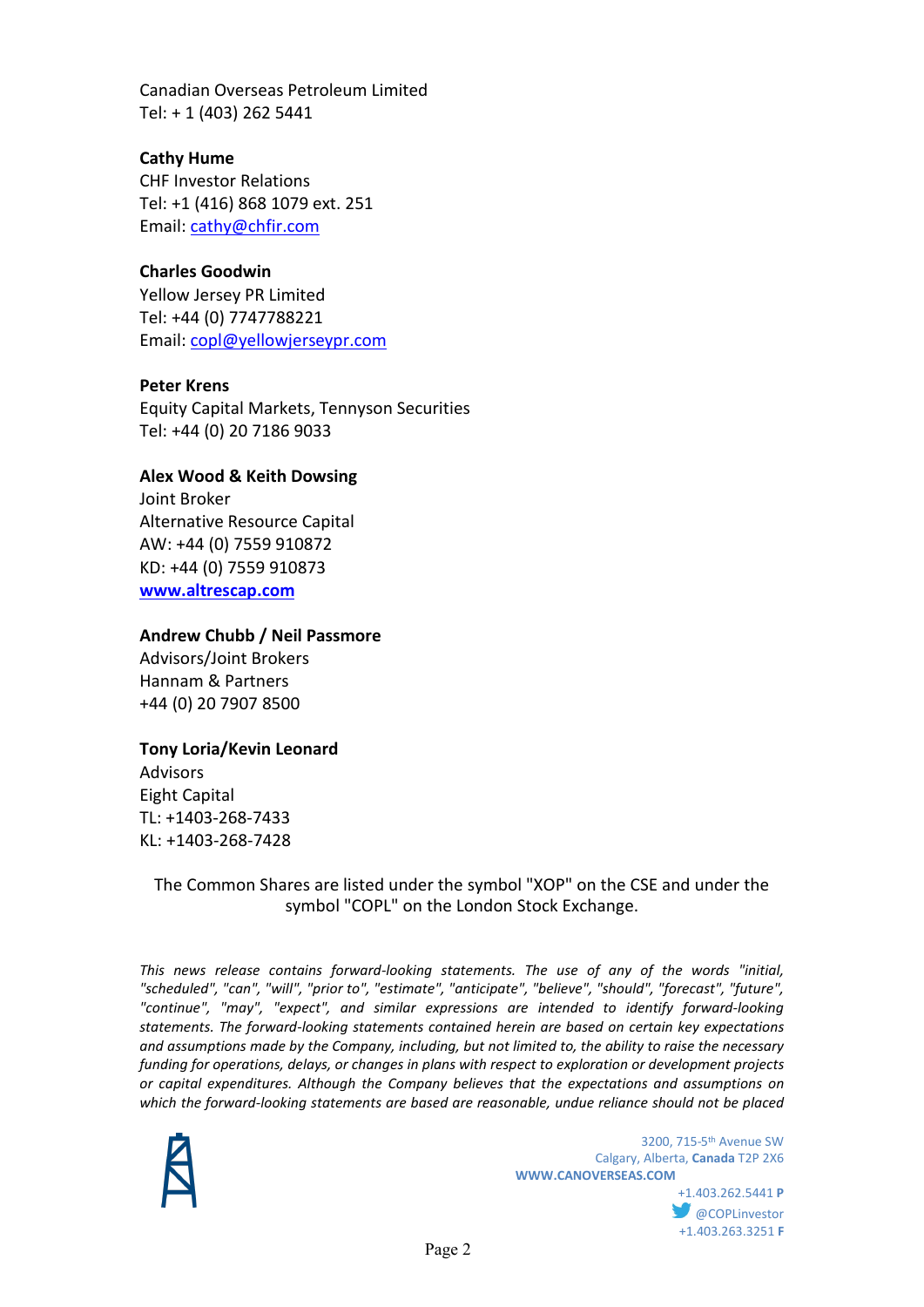Canadian Overseas Petroleum Limited
Tel: + 1 (403) 262 5441

**Cathy Hume**
CHF Investor Relations
Tel: +1 (416) 868 1079 ext. 251
Email: cathy@chfir.com

**Charles Goodwin**
Yellow Jersey PR Limited
Tel: +44 (0) 7747788221
Email: copl@yellowjerseypr.com

**Peter Krens**
Equity Capital Markets, Tennyson Securities
Tel: +44 (0) 20 7186 9033

**Alex Wood & Keith Dowsing**
Joint Broker
Alternative Resource Capital
AW: +44 (0) 7559 910872
KD: +44 (0) 7559 910873
**www.altrescap.com**

**Andrew Chubb / Neil Passmore**
Advisors/Joint Brokers
Hannam & Partners
+44 (0) 20 7907 8500

**Tony Loria/Kevin Leonard**
Advisors
Eight Capital
TL: +1403-268-7433
KL: +1403-268-7428

The Common Shares are listed under the symbol "XOP" on the CSE and under the symbol "COPL" on the London Stock Exchange.

*This news release contains forward-looking statements. The use of any of the words "initial, "scheduled", "can", "will", "prior to", "estimate", "anticipate", "believe", "should", "forecast", "future", "continue", "may", "expect", and similar expressions are intended to identify forward-looking statements. The forward-looking statements contained herein are based on certain key expectations and assumptions made by the Company, including, but not limited to, the ability to raise the necessary funding for operations, delays, or changes in plans with respect to exploration or development projects or capital expenditures. Although the Company believes that the expectations and assumptions on which the forward-looking statements are based are reasonable, undue reliance should not be placed*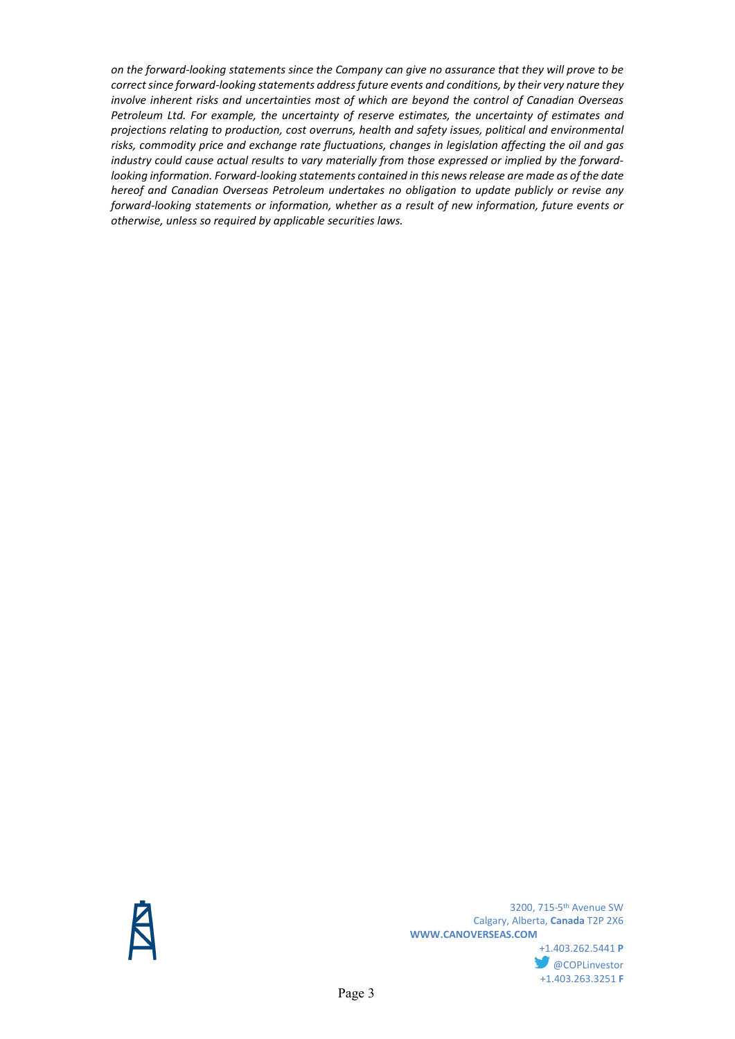*on the forward-looking statements since the Company can give no assurance that they will prove to be correct since forward-looking statements address future events and conditions, by their very nature they involve inherent risks and uncertainties most of which are beyond the control of Canadian Overseas Petroleum Ltd. For example, the uncertainty of reserve estimates, the uncertainty of estimates and projections relating to production, cost overruns, health and safety issues, political and environmental risks, commodity price and exchange rate fluctuations, changes in legislation affecting the oil and gas industry could cause actual results to vary materially from those expressed or implied by the forward-looking information. Forward-looking statements contained in this news release are made as of the date hereof and Canadian Overseas Petroleum undertakes no obligation to update publicly or revise any forward-looking statements or information, whether as a result of new information, future events or otherwise, unless so required by applicable securities laws.*